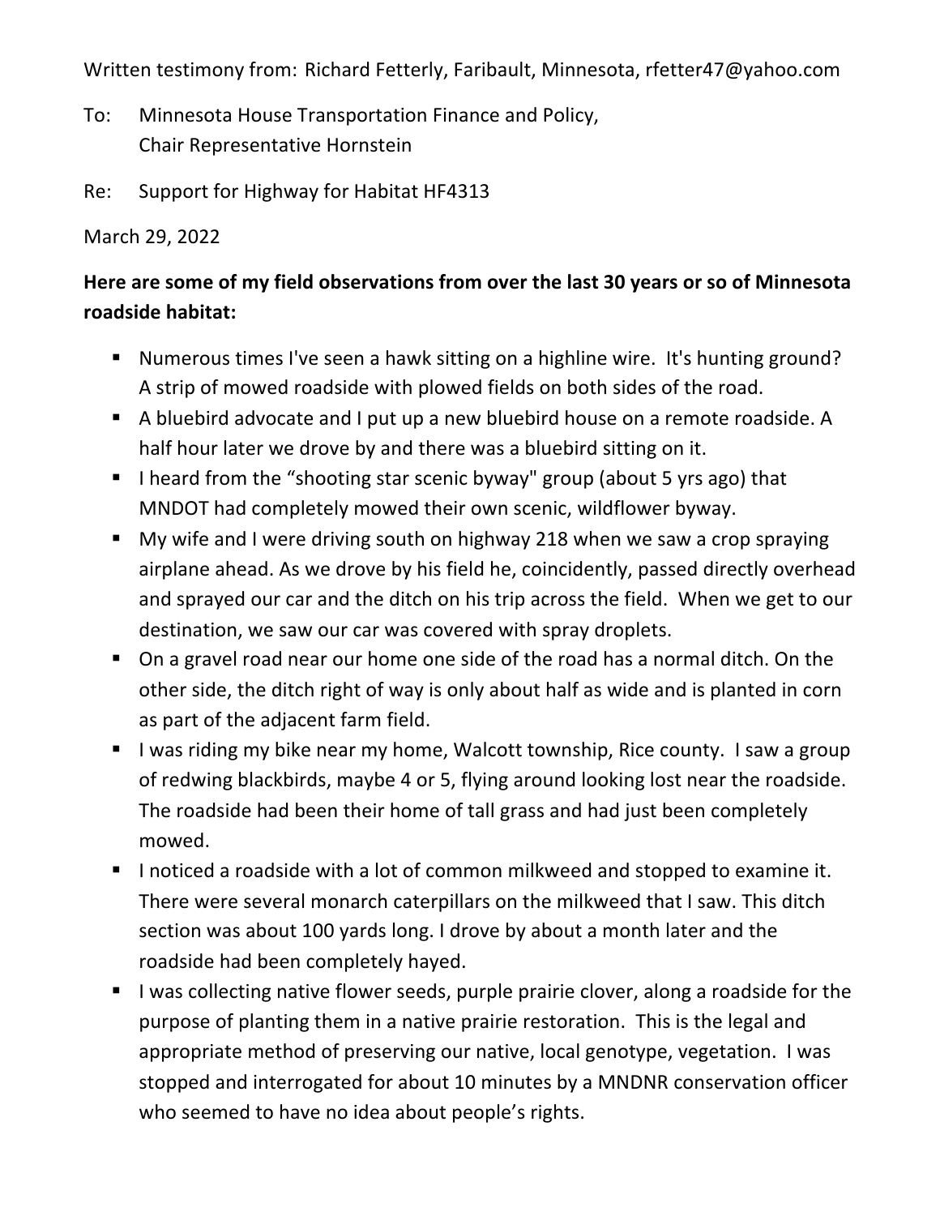Written testimony from: Richard Fetterly, Faribault, Minnesota, rfetter47@yahoo.com

To: Minnesota House Transportation Finance and Policy, Chair Representative Hornstein

Re: Support for Highway for Habitat HF4313

March 29, 2022

**Here are some of my field observations from over the last 30 years or so of Minnesota roadside habitat:**

- Numerous times I've seen a hawk sitting on a highline wire. It's hunting ground? A strip of mowed roadside with plowed fields on both sides of the road.
- A bluebird advocate and I put up a new bluebird house on a remote roadside. A half hour later we drove by and there was a bluebird sitting on it.
- I heard from the "shooting star scenic byway" group (about 5 yrs ago) that MNDOT had completely mowed their own scenic, wildflower byway.
- My wife and I were driving south on highway 218 when we saw a crop spraying airplane ahead. As we drove by his field he, coincidently, passed directly overhead and sprayed our car and the ditch on his trip across the field. When we get to our destination, we saw our car was covered with spray droplets.
- On a gravel road near our home one side of the road has a normal ditch. On the other side, the ditch right of way is only about half as wide and is planted in corn as part of the adjacent farm field.
- I was riding my bike near my home, Walcott township, Rice county. I saw a group of redwing blackbirds, maybe 4 or 5, flying around looking lost near the roadside. The roadside had been their home of tall grass and had just been completely mowed.
- I noticed a roadside with a lot of common milkweed and stopped to examine it. There were several monarch caterpillars on the milkweed that I saw. This ditch section was about 100 yards long. I drove by about a month later and the roadside had been completely hayed.
- I was collecting native flower seeds, purple prairie clover, along a roadside for the purpose of planting them in a native prairie restoration. This is the legal and appropriate method of preserving our native, local genotype, vegetation. I was stopped and interrogated for about 10 minutes by a MNDNR conservation officer who seemed to have no idea about people's rights.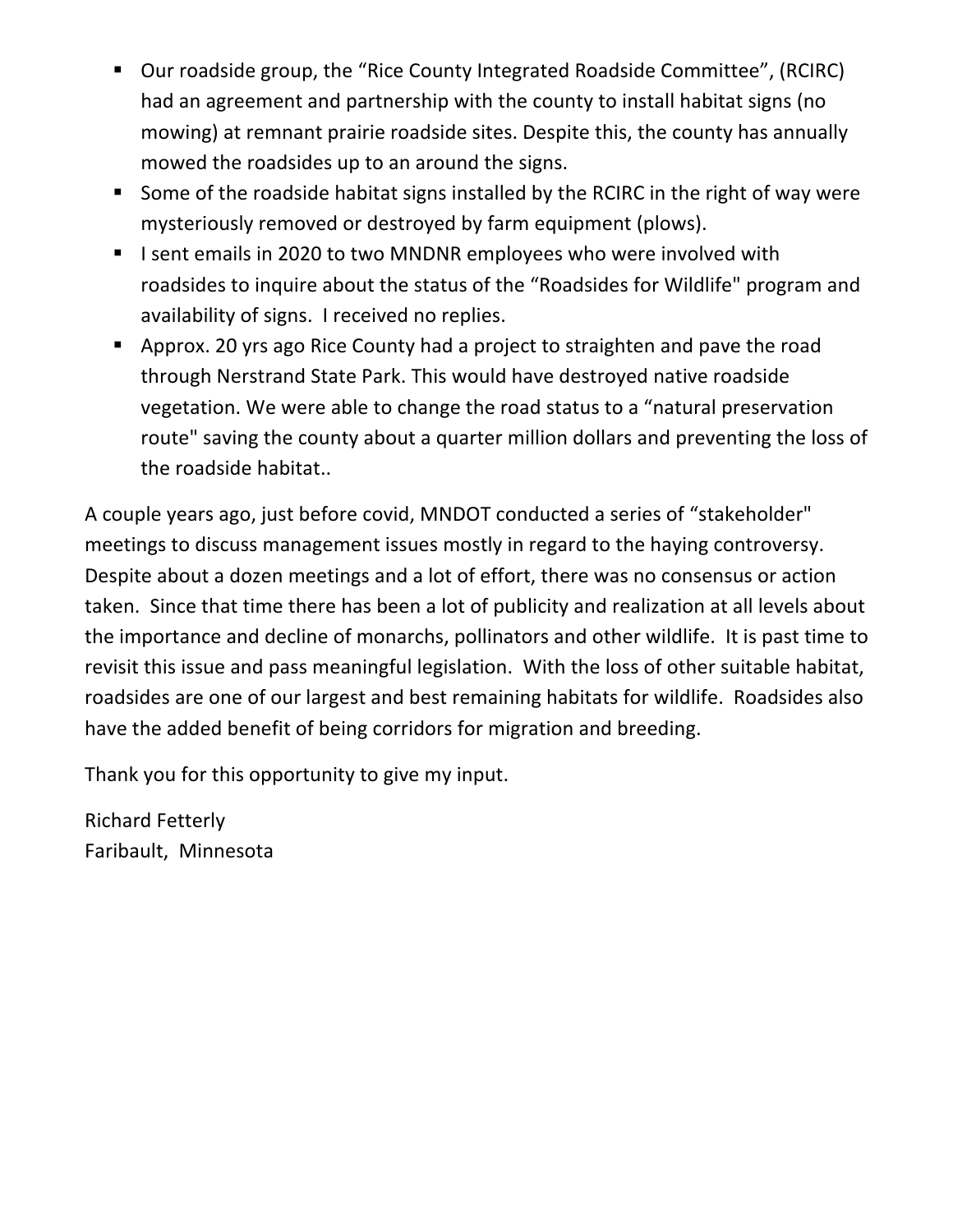- Our roadside group, the "Rice County Integrated Roadside Committee", (RCIRC) had an agreement and partnership with the county to install habitat signs (no mowing) at remnant prairie roadside sites. Despite this, the county has annually mowed the roadsides up to an around the signs.
- Some of the roadside habitat signs installed by the RCIRC in the right of way were mysteriously removed or destroyed by farm equipment (plows).
- I sent emails in 2020 to two MNDNR employees who were involved with roadsides to inquire about the status of the "Roadsides for Wildlife" program and availability of signs. I received no replies.
- Approx. 20 yrs ago Rice County had a project to straighten and pave the road through Nerstrand State Park. This would have destroyed native roadside vegetation. We were able to change the road status to a "natural preservation route" saving the county about a quarter million dollars and preventing the loss of the roadside habitat..

A couple years ago, just before covid, MNDOT conducted a series of "stakeholder" meetings to discuss management issues mostly in regard to the haying controversy. Despite about a dozen meetings and a lot of effort, there was no consensus or action taken. Since that time there has been a lot of publicity and realization at all levels about the importance and decline of monarchs, pollinators and other wildlife. It is past time to revisit this issue and pass meaningful legislation. With the loss of other suitable habitat, roadsides are one of our largest and best remaining habitats for wildlife. Roadsides also have the added benefit of being corridors for migration and breeding.

Thank you for this opportunity to give my input.

Richard Fetterly
Faribault, Minnesota